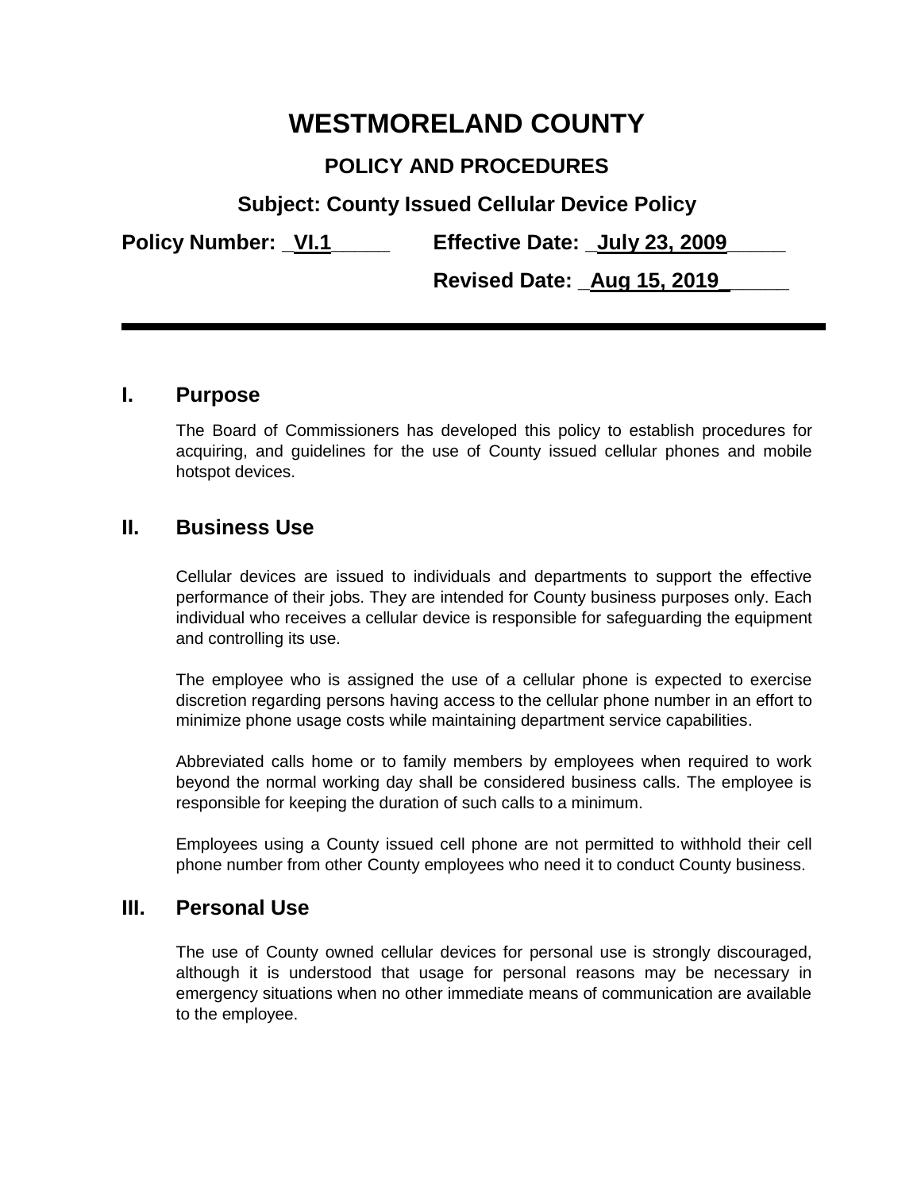# WESTMORELAND COUNTY

## POLICY AND PROCEDURES

### Subject: County Issued Cellular Device Policy

**Policy Number: _VI.1_____ Effective Date: _July 23, 2009_____**

**Revised Date: _Aug 15, 2019______**

---

## I. Purpose

The Board of Commissioners has developed this policy to establish procedures for acquiring, and guidelines for the use of County issued cellular phones and mobile hotspot devices.

## II. Business Use

Cellular devices are issued to individuals and departments to support the effective performance of their jobs. They are intended for County business purposes only. Each individual who receives a cellular device is responsible for safeguarding the equipment and controlling its use.

The employee who is assigned the use of a cellular phone is expected to exercise discretion regarding persons having access to the cellular phone number in an effort to minimize phone usage costs while maintaining department service capabilities.

Abbreviated calls home or to family members by employees when required to work beyond the normal working day shall be considered business calls. The employee is responsible for keeping the duration of such calls to a minimum.

Employees using a County issued cell phone are not permitted to withhold their cell phone number from other County employees who need it to conduct County business.

## III. Personal Use

The use of County owned cellular devices for personal use is strongly discouraged, although it is understood that usage for personal reasons may be necessary in emergency situations when no other immediate means of communication are available to the employee.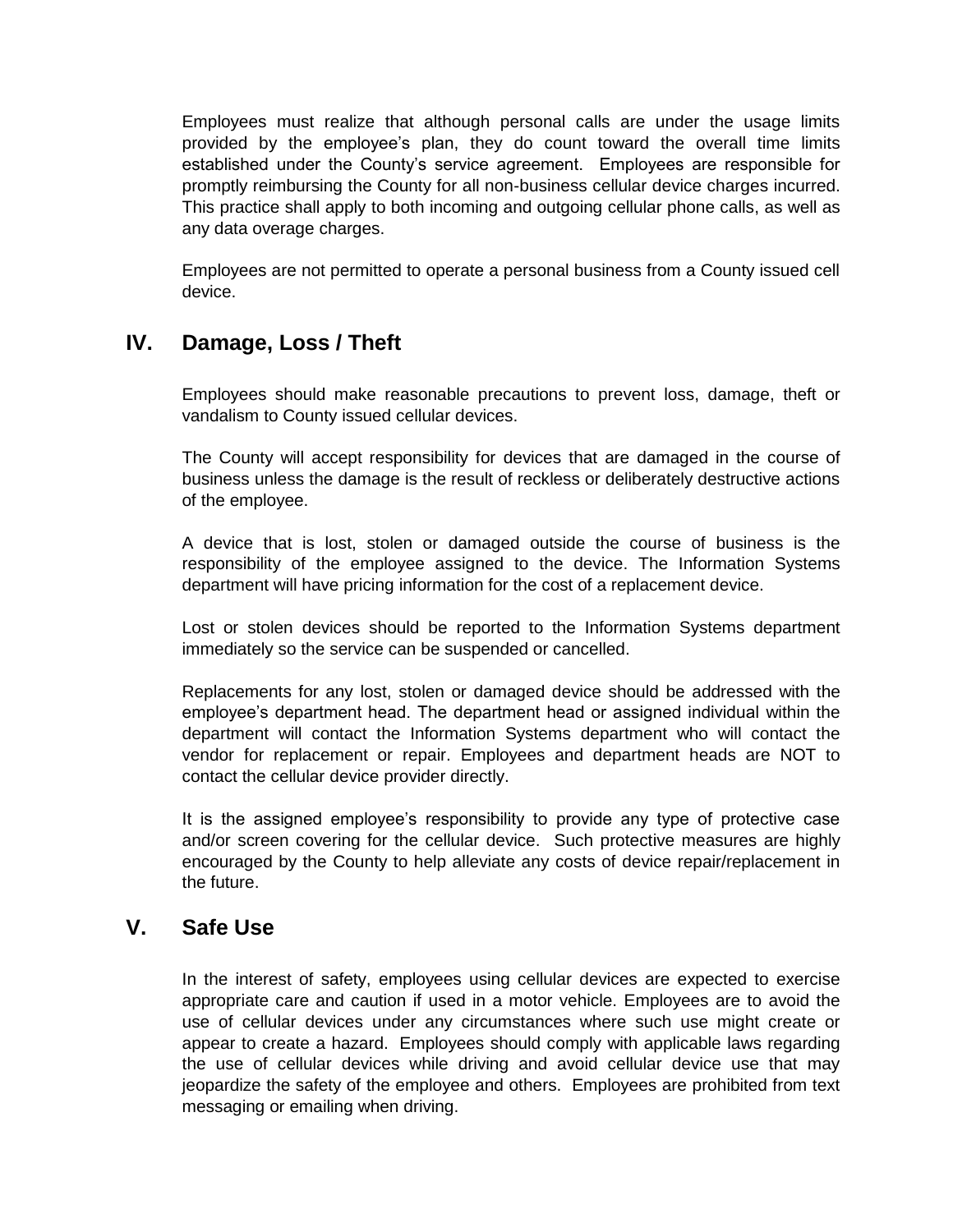Employees must realize that although personal calls are under the usage limits provided by the employee's plan, they do count toward the overall time limits established under the County's service agreement. Employees are responsible for promptly reimbursing the County for all non-business cellular device charges incurred. This practice shall apply to both incoming and outgoing cellular phone calls, as well as any data overage charges.

Employees are not permitted to operate a personal business from a County issued cell device.

## IV. Damage, Loss / Theft

Employees should make reasonable precautions to prevent loss, damage, theft or vandalism to County issued cellular devices.

The County will accept responsibility for devices that are damaged in the course of business unless the damage is the result of reckless or deliberately destructive actions of the employee.

A device that is lost, stolen or damaged outside the course of business is the responsibility of the employee assigned to the device. The Information Systems department will have pricing information for the cost of a replacement device.

Lost or stolen devices should be reported to the Information Systems department immediately so the service can be suspended or cancelled.

Replacements for any lost, stolen or damaged device should be addressed with the employee's department head. The department head or assigned individual within the department will contact the Information Systems department who will contact the vendor for replacement or repair. Employees and department heads are NOT to contact the cellular device provider directly.

It is the assigned employee's responsibility to provide any type of protective case and/or screen covering for the cellular device. Such protective measures are highly encouraged by the County to help alleviate any costs of device repair/replacement in the future.

## V. Safe Use

In the interest of safety, employees using cellular devices are expected to exercise appropriate care and caution if used in a motor vehicle. Employees are to avoid the use of cellular devices under any circumstances where such use might create or appear to create a hazard. Employees should comply with applicable laws regarding the use of cellular devices while driving and avoid cellular device use that may jeopardize the safety of the employee and others. Employees are prohibited from text messaging or emailing when driving.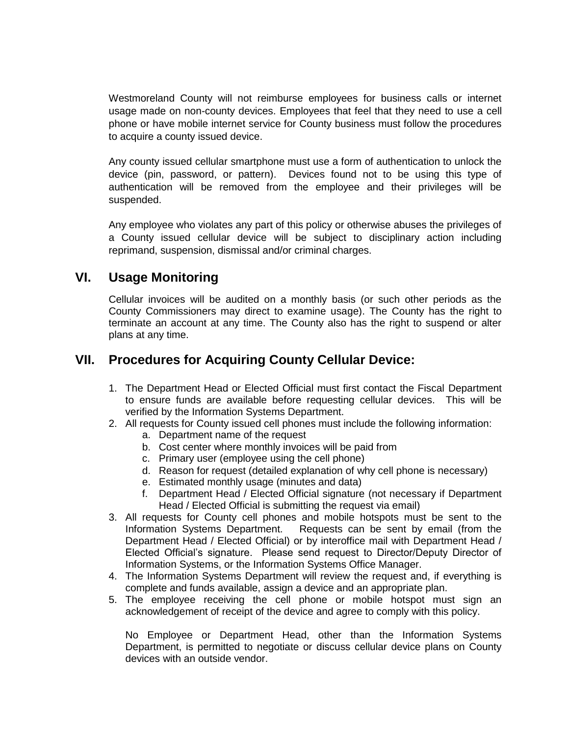Westmoreland County will not reimburse employees for business calls or internet usage made on non-county devices. Employees that feel that they need to use a cell phone or have mobile internet service for County business must follow the procedures to acquire a county issued device.

Any county issued cellular smartphone must use a form of authentication to unlock the device (pin, password, or pattern). Devices found not to be using this type of authentication will be removed from the employee and their privileges will be suspended.

Any employee who violates any part of this policy or otherwise abuses the privileges of a County issued cellular device will be subject to disciplinary action including reprimand, suspension, dismissal and/or criminal charges.

## VI. Usage Monitoring

Cellular invoices will be audited on a monthly basis (or such other periods as the County Commissioners may direct to examine usage). The County has the right to terminate an account at any time. The County also has the right to suspend or alter plans at any time.

## VII. Procedures for Acquiring County Cellular Device:

1. The Department Head or Elected Official must first contact the Fiscal Department to ensure funds are available before requesting cellular devices. This will be verified by the Information Systems Department.
2. All requests for County issued cell phones must include the following information:
   a. Department name of the request
   b. Cost center where monthly invoices will be paid from
   c. Primary user (employee using the cell phone)
   d. Reason for request (detailed explanation of why cell phone is necessary)
   e. Estimated monthly usage (minutes and data)
   f. Department Head / Elected Official signature (not necessary if Department Head / Elected Official is submitting the request via email)
3. All requests for County cell phones and mobile hotspots must be sent to the Information Systems Department. Requests can be sent by email (from the Department Head / Elected Official) or by interoffice mail with Department Head / Elected Official's signature. Please send request to Director/Deputy Director of Information Systems, or the Information Systems Office Manager.
4. The Information Systems Department will review the request and, if everything is complete and funds available, assign a device and an appropriate plan.
5. The employee receiving the cell phone or mobile hotspot must sign an acknowledgement of receipt of the device and agree to comply with this policy.

   No Employee or Department Head, other than the Information Systems Department, is permitted to negotiate or discuss cellular device plans on County devices with an outside vendor.